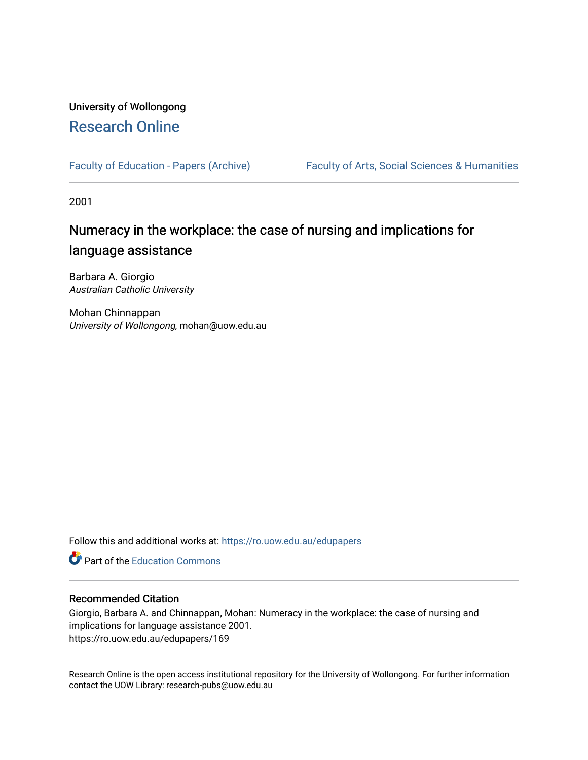University of Wollongong

# Research Online

Faculty of Education - Papers (Archive)

Faculty of Arts, Social Sciences & Humanities

2001

## Numeracy in the workplace: the case of nursing and implications for language assistance

Barbara A. Giorgio
*Australian Catholic University*

Mohan Chinnappan
*University of Wollongong*, mohan@uow.edu.au

Follow this and additional works at: https://ro.uow.edu.au/edupapers

Part of the Education Commons

### Recommended Citation

Giorgio, Barbara A. and Chinnappan, Mohan: Numeracy in the workplace: the case of nursing and implications for language assistance 2001.
https://ro.uow.edu.au/edupapers/169

Research Online is the open access institutional repository for the University of Wollongong. For further information contact the UOW Library: research-pubs@uow.edu.au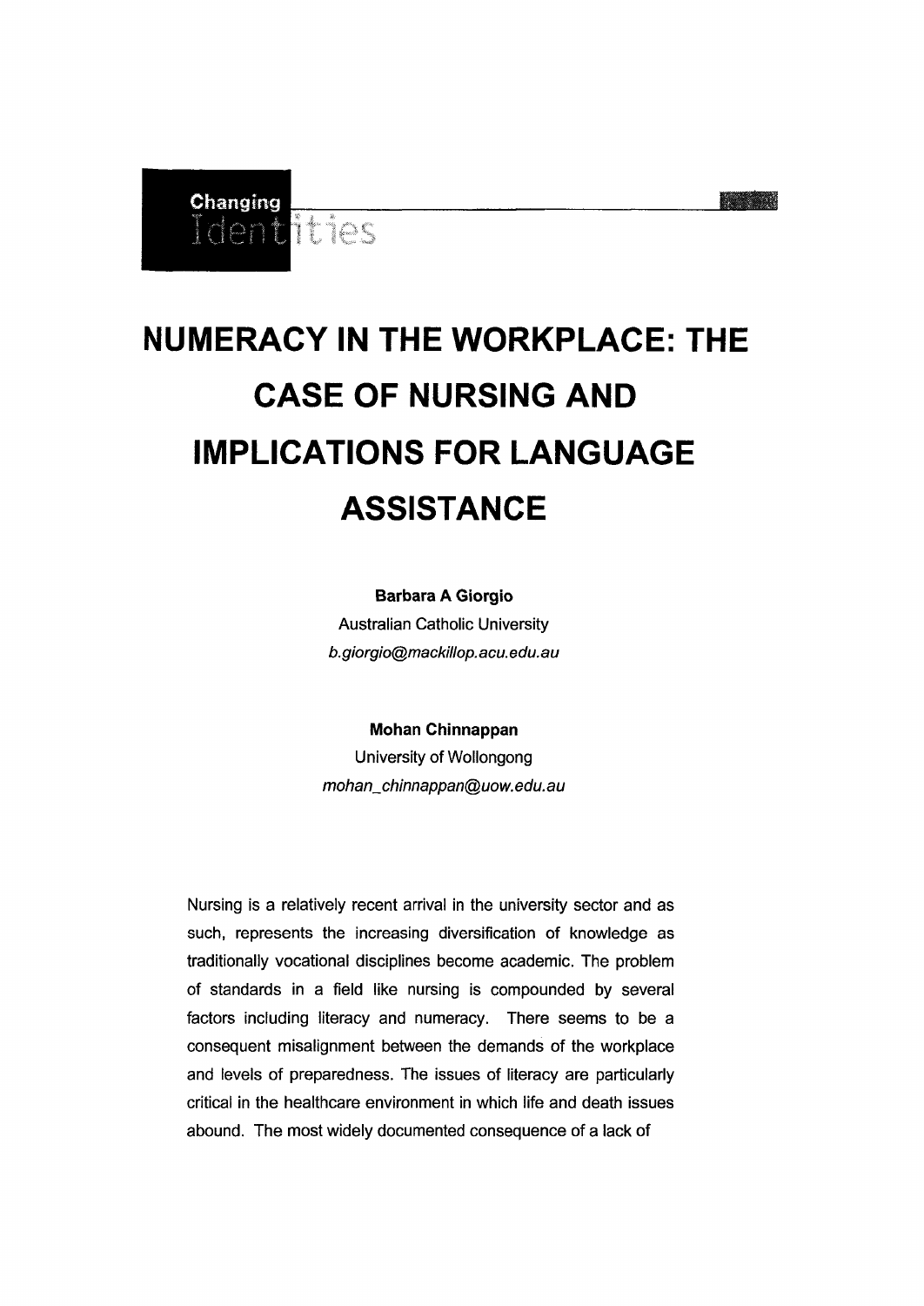# NUMERACY IN THE WORKPLACE: THE CASE OF NURSING AND IMPLICATIONS FOR LANGUAGE ASSISTANCE

**Barbara A Giorgio**
Australian Catholic University
*b.giorgio@mackillop.acu.edu.au*

**Mohan Chinnappan**
University of Wollongong
*mohan_chinnappan@uow.edu.au*

Nursing is a relatively recent arrival in the university sector and as such, represents the increasing diversification of knowledge as traditionally vocational disciplines become academic. The problem of standards in a field like nursing is compounded by several factors including literacy and numeracy. There seems to be a consequent misalignment between the demands of the workplace and levels of preparedness. The issues of literacy are particularly critical in the healthcare environment in which life and death issues abound. The most widely documented consequence of a lack of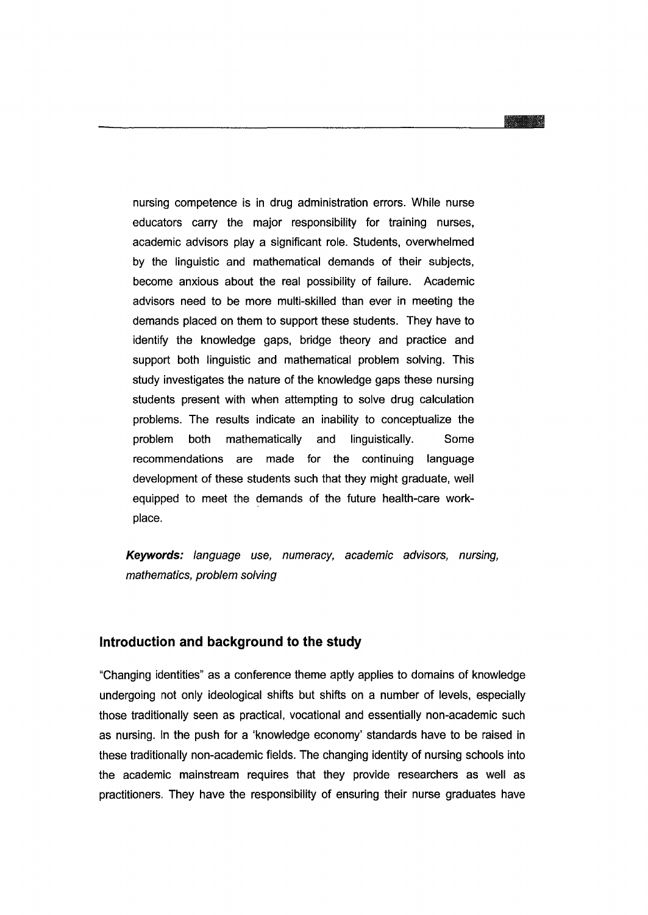nursing competence is in drug administration errors. While nurse educators carry the major responsibility for training nurses, academic advisors play a significant role. Students, overwhelmed by the linguistic and mathematical demands of their subjects, become anxious about the real possibility of failure. Academic advisors need to be more multi-skilled than ever in meeting the demands placed on them to support these students. They have to identify the knowledge gaps, bridge theory and practice and support both linguistic and mathematical problem solving. This study investigates the nature of the knowledge gaps these nursing students present with when attempting to solve drug calculation problems. The results indicate an inability to conceptualize the problem both mathematically and linguistically. Some recommendations are made for the continuing language development of these students such that they might graduate, well equipped to meet the demands of the future health-care work-place.

***Keywords:*** *language use, numeracy, academic advisors, nursing, mathematics, problem solving*

## Introduction and background to the study

"Changing identities" as a conference theme aptly applies to domains of knowledge undergoing not only ideological shifts but shifts on a number of levels, especially those traditionally seen as practical, vocational and essentially non-academic such as nursing. In the push for a 'knowledge economy' standards have to be raised in these traditionally non-academic fields. The changing identity of nursing schools into the academic mainstream requires that they provide researchers as well as practitioners. They have the responsibility of ensuring their nurse graduates have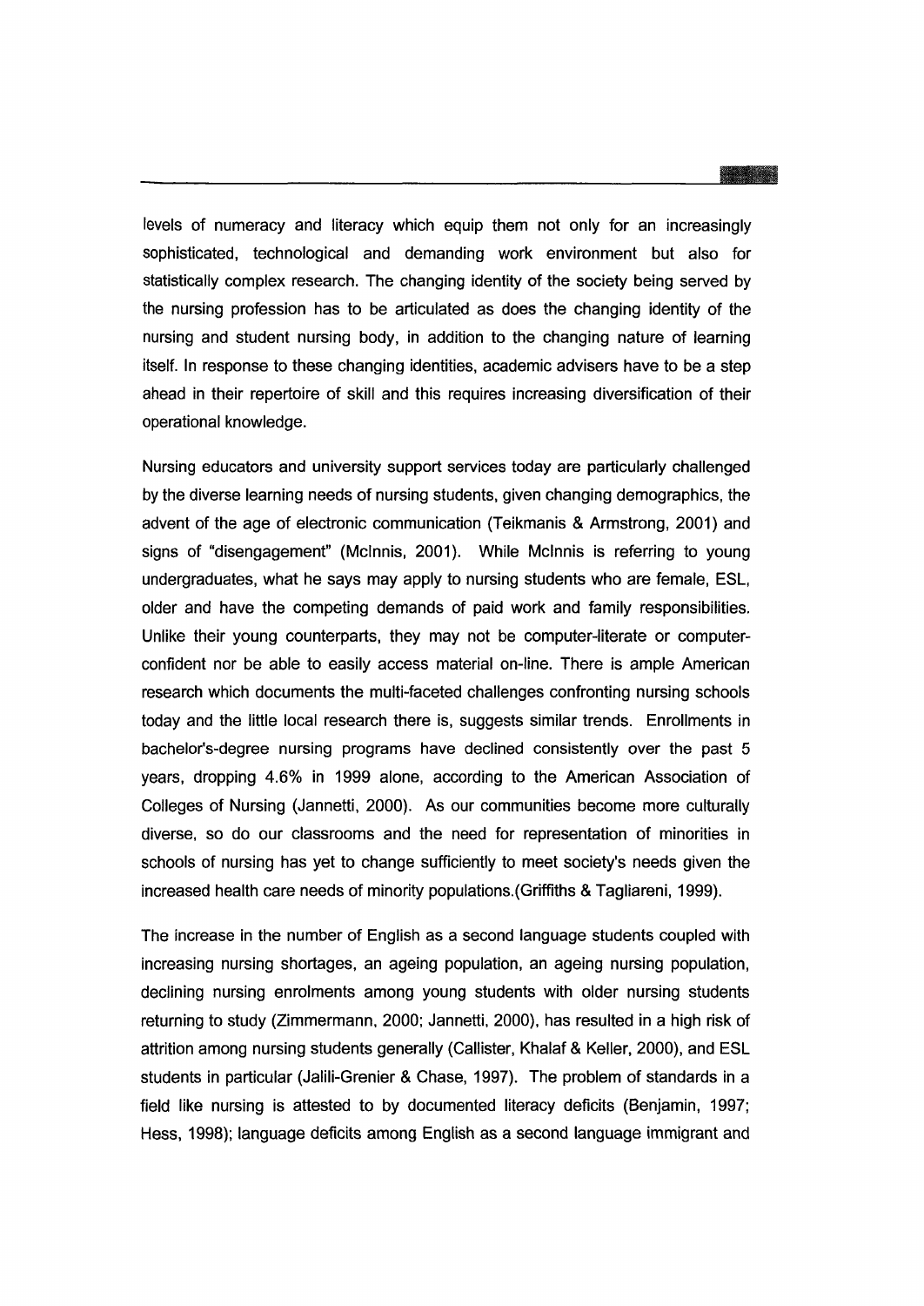levels of numeracy and literacy which equip them not only for an increasingly sophisticated, technological and demanding work environment but also for statistically complex research. The changing identity of the society being served by the nursing profession has to be articulated as does the changing identity of the nursing and student nursing body, in addition to the changing nature of learning itself. In response to these changing identities, academic advisers have to be a step ahead in their repertoire of skill and this requires increasing diversification of their operational knowledge.

Nursing educators and university support services today are particularly challenged by the diverse learning needs of nursing students, given changing demographics, the advent of the age of electronic communication (Teikmanis & Armstrong, 2001) and signs of "disengagement" (McInnis, 2001). While McInnis is referring to young undergraduates, what he says may apply to nursing students who are female, ESL, older and have the competing demands of paid work and family responsibilities. Unlike their young counterparts, they may not be computer-literate or computer-confident nor be able to easily access material on-line. There is ample American research which documents the multi-faceted challenges confronting nursing schools today and the little local research there is, suggests similar trends. Enrollments in bachelor's-degree nursing programs have declined consistently over the past 5 years, dropping 4.6% in 1999 alone, according to the American Association of Colleges of Nursing (Jannetti, 2000). As our communities become more culturally diverse, so do our classrooms and the need for representation of minorities in schools of nursing has yet to change sufficiently to meet society's needs given the increased health care needs of minority populations.(Griffiths & Tagliareni, 1999).

The increase in the number of English as a second language students coupled with increasing nursing shortages, an ageing population, an ageing nursing population, declining nursing enrolments among young students with older nursing students returning to study (Zimmermann, 2000; Jannetti, 2000), has resulted in a high risk of attrition among nursing students generally (Callister, Khalaf & Keller, 2000), and ESL students in particular (Jalili-Grenier & Chase, 1997). The problem of standards in a field like nursing is attested to by documented literacy deficits (Benjamin, 1997; Hess, 1998); language deficits among English as a second language immigrant and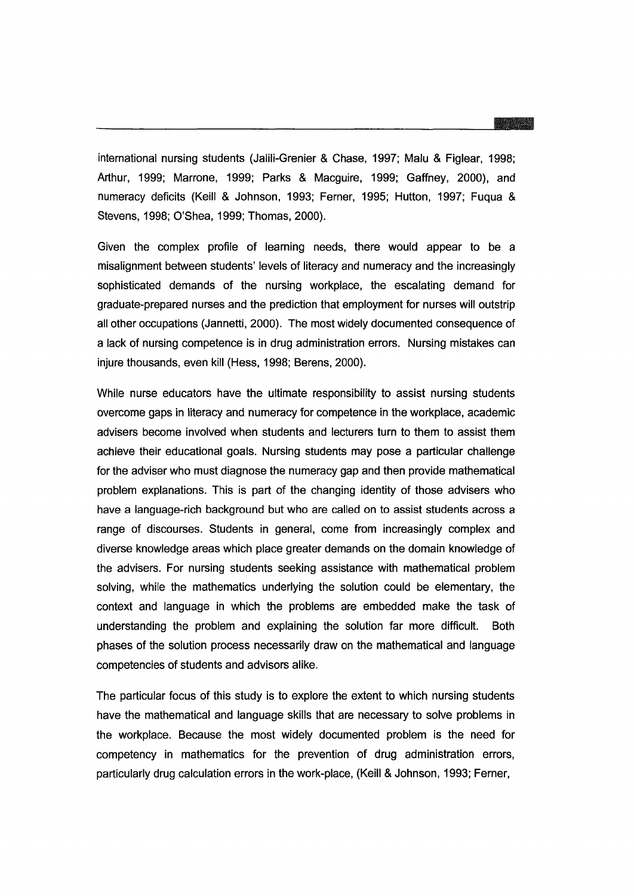international nursing students (Jalili-Grenier & Chase, 1997; Malu & Figlear, 1998; Arthur, 1999; Marrone, 1999; Parks & Macguire, 1999; Gaffney, 2000), and numeracy deficits (Keill & Johnson, 1993; Ferner, 1995; Hutton, 1997; Fuqua & Stevens, 1998; O'Shea, 1999; Thomas, 2000).

Given the complex profile of learning needs, there would appear to be a misalignment between students' levels of literacy and numeracy and the increasingly sophisticated demands of the nursing workplace, the escalating demand for graduate-prepared nurses and the prediction that employment for nurses will outstrip all other occupations (Jannetti, 2000). The most widely documented consequence of a lack of nursing competence is in drug administration errors. Nursing mistakes can injure thousands, even kill (Hess, 1998; Berens, 2000).

While nurse educators have the ultimate responsibility to assist nursing students overcome gaps in literacy and numeracy for competence in the workplace, academic advisers become involved when students and lecturers turn to them to assist them achieve their educational goals. Nursing students may pose a particular challenge for the adviser who must diagnose the numeracy gap and then provide mathematical problem explanations. This is part of the changing identity of those advisers who have a language-rich background but who are called on to assist students across a range of discourses. Students in general, come from increasingly complex and diverse knowledge areas which place greater demands on the domain knowledge of the advisers. For nursing students seeking assistance with mathematical problem solving, while the mathematics underlying the solution could be elementary, the context and language in which the problems are embedded make the task of understanding the problem and explaining the solution far more difficult. Both phases of the solution process necessarily draw on the mathematical and language competencies of students and advisors alike.

The particular focus of this study is to explore the extent to which nursing students have the mathematical and language skills that are necessary to solve problems in the workplace. Because the most widely documented problem is the need for competency in mathematics for the prevention of drug administration errors, particularly drug calculation errors in the work-place, (Keill & Johnson, 1993; Ferner,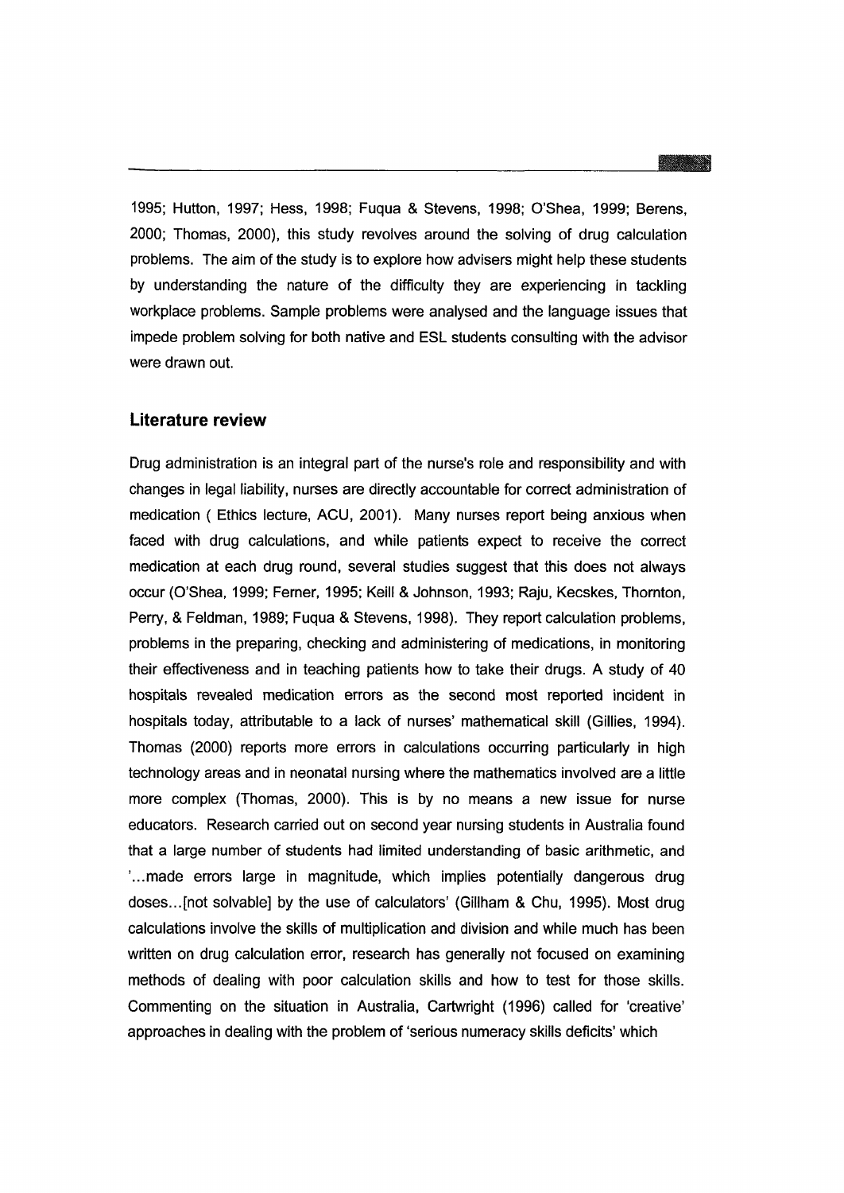1995; Hutton, 1997; Hess, 1998; Fuqua & Stevens, 1998; O'Shea, 1999; Berens, 2000; Thomas, 2000), this study revolves around the solving of drug calculation problems. The aim of the study is to explore how advisers might help these students by understanding the nature of the difficulty they are experiencing in tackling workplace problems. Sample problems were analysed and the language issues that impede problem solving for both native and ESL students consulting with the advisor were drawn out.

## Literature review

Drug administration is an integral part of the nurse's role and responsibility and with changes in legal liability, nurses are directly accountable for correct administration of medication ( Ethics lecture, ACU, 2001). Many nurses report being anxious when faced with drug calculations, and while patients expect to receive the correct medication at each drug round, several studies suggest that this does not always occur (O'Shea, 1999; Ferner, 1995; Keill & Johnson, 1993; Raju, Kecskes, Thornton, Perry, & Feldman, 1989; Fuqua & Stevens, 1998). They report calculation problems, problems in the preparing, checking and administering of medications, in monitoring their effectiveness and in teaching patients how to take their drugs. A study of 40 hospitals revealed medication errors as the second most reported incident in hospitals today, attributable to a lack of nurses' mathematical skill (Gillies, 1994). Thomas (2000) reports more errors in calculations occurring particularly in high technology areas and in neonatal nursing where the mathematics involved are a little more complex (Thomas, 2000). This is by no means a new issue for nurse educators. Research carried out on second year nursing students in Australia found that a large number of students had limited understanding of basic arithmetic, and '...made errors large in magnitude, which implies potentially dangerous drug doses...[not solvable] by the use of calculators' (Gillham & Chu, 1995). Most drug calculations involve the skills of multiplication and division and while much has been written on drug calculation error, research has generally not focused on examining methods of dealing with poor calculation skills and how to test for those skills. Commenting on the situation in Australia, Cartwright (1996) called for 'creative' approaches in dealing with the problem of 'serious numeracy skills deficits' which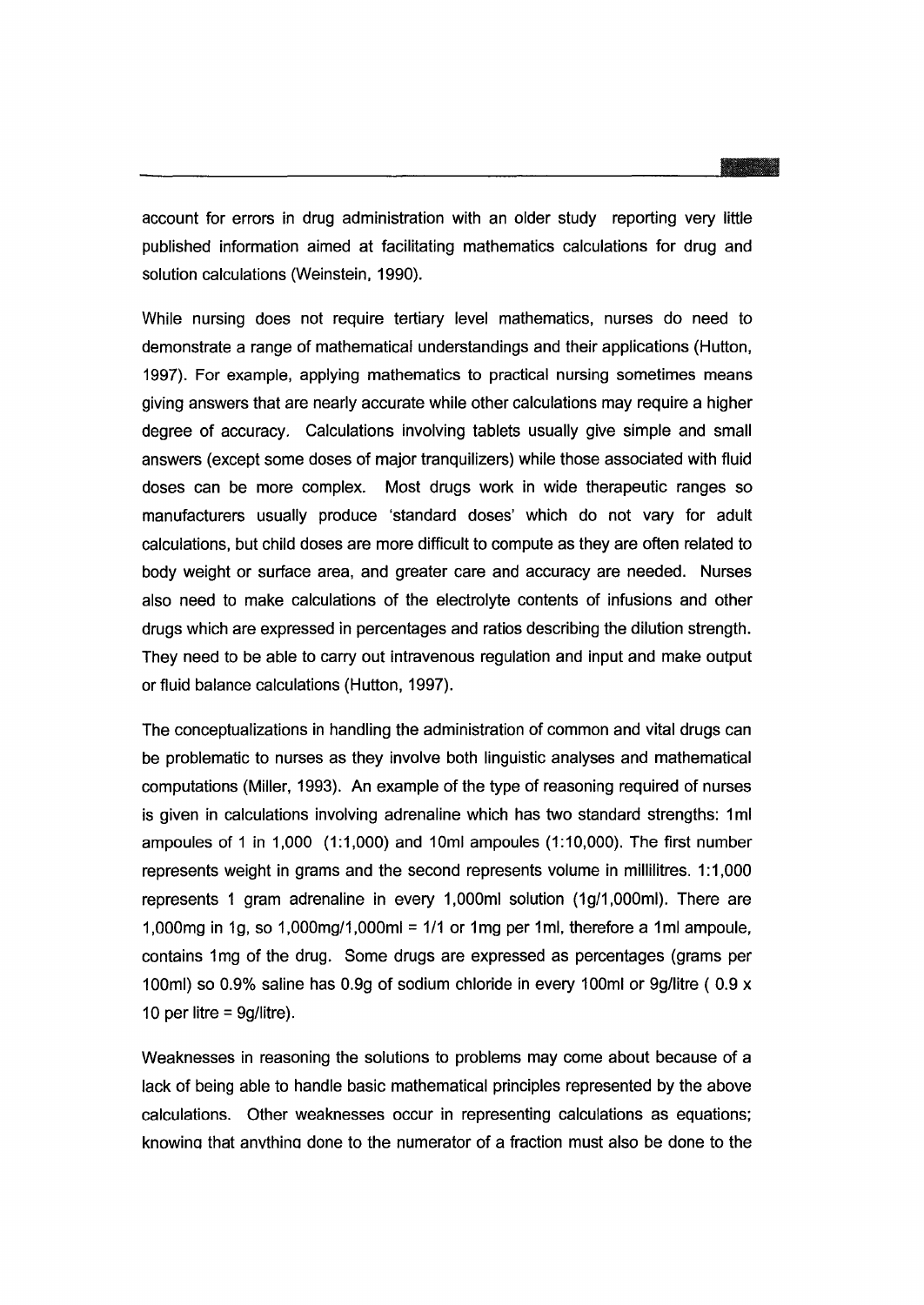account for errors in drug administration with an older study reporting very little published information aimed at facilitating mathematics calculations for drug and solution calculations (Weinstein, 1990).

While nursing does not require tertiary level mathematics, nurses do need to demonstrate a range of mathematical understandings and their applications (Hutton, 1997). For example, applying mathematics to practical nursing sometimes means giving answers that are nearly accurate while other calculations may require a higher degree of accuracy. Calculations involving tablets usually give simple and small answers (except some doses of major tranquilizers) while those associated with fluid doses can be more complex. Most drugs work in wide therapeutic ranges so manufacturers usually produce 'standard doses' which do not vary for adult calculations, but child doses are more difficult to compute as they are often related to body weight or surface area, and greater care and accuracy are needed. Nurses also need to make calculations of the electrolyte contents of infusions and other drugs which are expressed in percentages and ratios describing the dilution strength. They need to be able to carry out intravenous regulation and input and make output or fluid balance calculations (Hutton, 1997).

The conceptualizations in handling the administration of common and vital drugs can be problematic to nurses as they involve both linguistic analyses and mathematical computations (Miller, 1993). An example of the type of reasoning required of nurses is given in calculations involving adrenaline which has two standard strengths: 1ml ampoules of 1 in 1,000 (1:1,000) and 10ml ampoules (1:10,000). The first number represents weight in grams and the second represents volume in millilitres. 1:1,000 represents 1 gram adrenaline in every 1,000ml solution (1g/1,000ml). There are 1,000mg in 1g, so 1,000mg/1,000ml = 1/1 or 1mg per 1ml, therefore a 1ml ampoule, contains 1mg of the drug. Some drugs are expressed as percentages (grams per 100ml) so 0.9% saline has 0.9g of sodium chloride in every 100ml or 9g/litre ( 0.9 x 10 per litre = 9g/litre).

Weaknesses in reasoning the solutions to problems may come about because of a lack of being able to handle basic mathematical principles represented by the above calculations. Other weaknesses occur in representing calculations as equations; knowing that anything done to the numerator of a fraction must also be done to the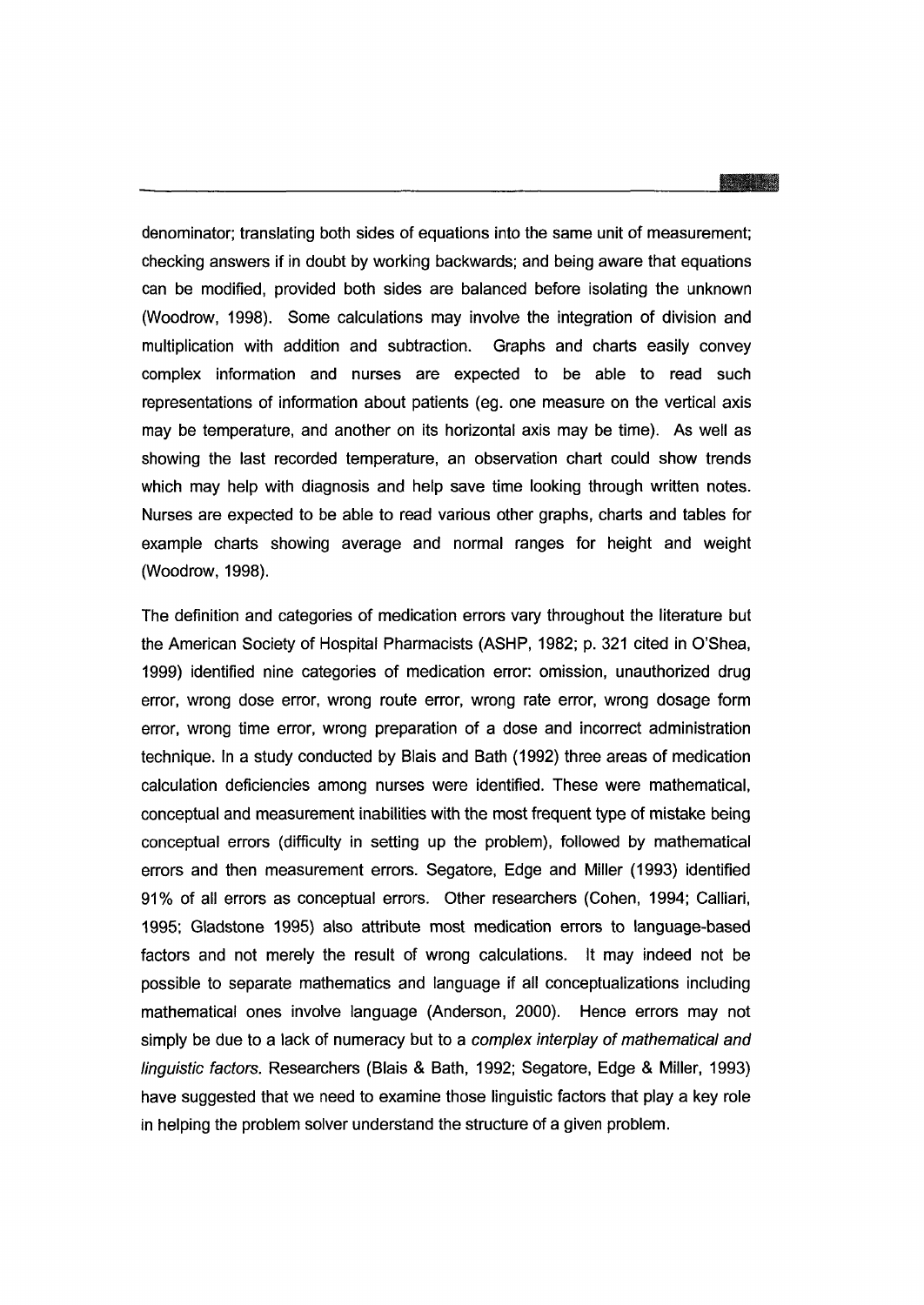denominator; translating both sides of equations into the same unit of measurement; checking answers if in doubt by working backwards; and being aware that equations can be modified, provided both sides are balanced before isolating the unknown (Woodrow, 1998). Some calculations may involve the integration of division and multiplication with addition and subtraction. Graphs and charts easily convey complex information and nurses are expected to be able to read such representations of information about patients (eg. one measure on the vertical axis may be temperature, and another on its horizontal axis may be time). As well as showing the last recorded temperature, an observation chart could show trends which may help with diagnosis and help save time looking through written notes. Nurses are expected to be able to read various other graphs, charts and tables for example charts showing average and normal ranges for height and weight (Woodrow, 1998).

The definition and categories of medication errors vary throughout the literature but the American Society of Hospital Pharmacists (ASHP, 1982; p. 321 cited in O'Shea, 1999) identified nine categories of medication error: omission, unauthorized drug error, wrong dose error, wrong route error, wrong rate error, wrong dosage form error, wrong time error, wrong preparation of a dose and incorrect administration technique. In a study conducted by Blais and Bath (1992) three areas of medication calculation deficiencies among nurses were identified. These were mathematical, conceptual and measurement inabilities with the most frequent type of mistake being conceptual errors (difficulty in setting up the problem), followed by mathematical errors and then measurement errors. Segatore, Edge and Miller (1993) identified 91% of all errors as conceptual errors. Other researchers (Cohen, 1994; Calliari, 1995; Gladstone 1995) also attribute most medication errors to language-based factors and not merely the result of wrong calculations. It may indeed not be possible to separate mathematics and language if all conceptualizations including mathematical ones involve language (Anderson, 2000). Hence errors may not simply be due to a lack of numeracy but to a *complex interplay of mathematical and linguistic factors.* Researchers (Blais & Bath, 1992; Segatore, Edge & Miller, 1993) have suggested that we need to examine those linguistic factors that play a key role in helping the problem solver understand the structure of a given problem.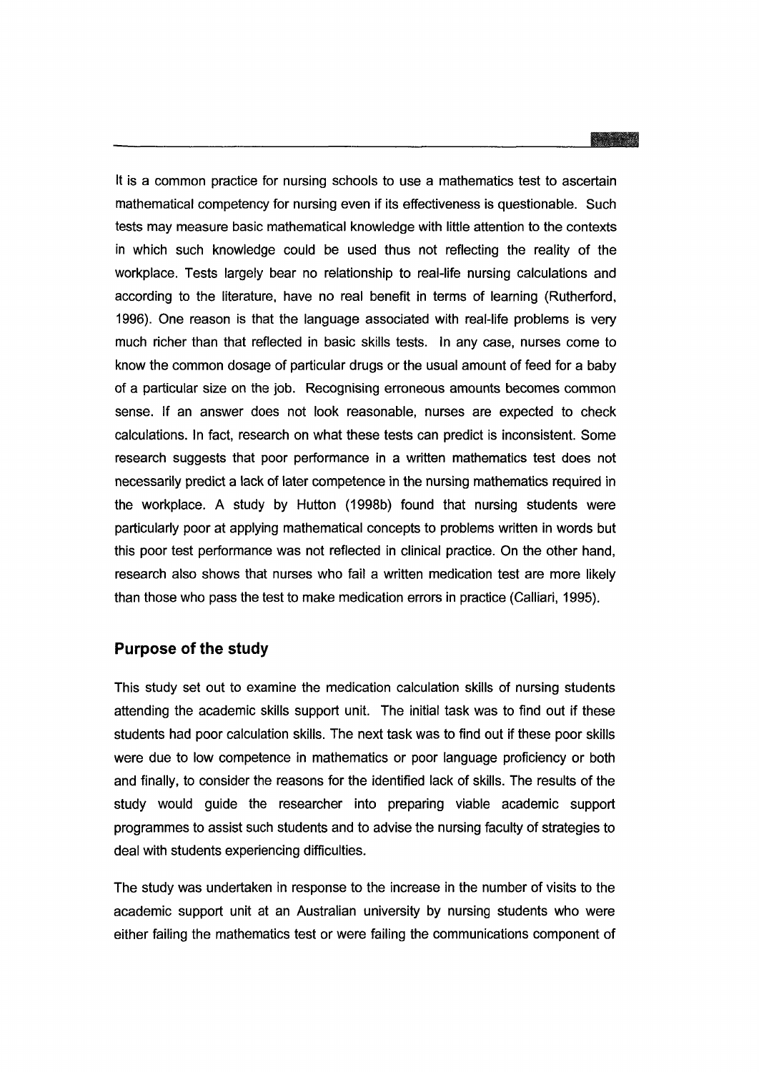It is a common practice for nursing schools to use a mathematics test to ascertain mathematical competency for nursing even if its effectiveness is questionable. Such tests may measure basic mathematical knowledge with little attention to the contexts in which such knowledge could be used thus not reflecting the reality of the workplace. Tests largely bear no relationship to real-life nursing calculations and according to the literature, have no real benefit in terms of learning (Rutherford, 1996). One reason is that the language associated with real-life problems is very much richer than that reflected in basic skills tests. In any case, nurses come to know the common dosage of particular drugs or the usual amount of feed for a baby of a particular size on the job. Recognising erroneous amounts becomes common sense. If an answer does not look reasonable, nurses are expected to check calculations. In fact, research on what these tests can predict is inconsistent. Some research suggests that poor performance in a written mathematics test does not necessarily predict a lack of later competence in the nursing mathematics required in the workplace. A study by Hutton (1998b) found that nursing students were particularly poor at applying mathematical concepts to problems written in words but this poor test performance was not reflected in clinical practice. On the other hand, research also shows that nurses who fail a written medication test are more likely than those who pass the test to make medication errors in practice (Calliari, 1995).

## Purpose of the study

This study set out to examine the medication calculation skills of nursing students attending the academic skills support unit. The initial task was to find out if these students had poor calculation skills. The next task was to find out if these poor skills were due to low competence in mathematics or poor language proficiency or both and finally, to consider the reasons for the identified lack of skills. The results of the study would guide the researcher into preparing viable academic support programmes to assist such students and to advise the nursing faculty of strategies to deal with students experiencing difficulties.

The study was undertaken in response to the increase in the number of visits to the academic support unit at an Australian university by nursing students who were either failing the mathematics test or were failing the communications component of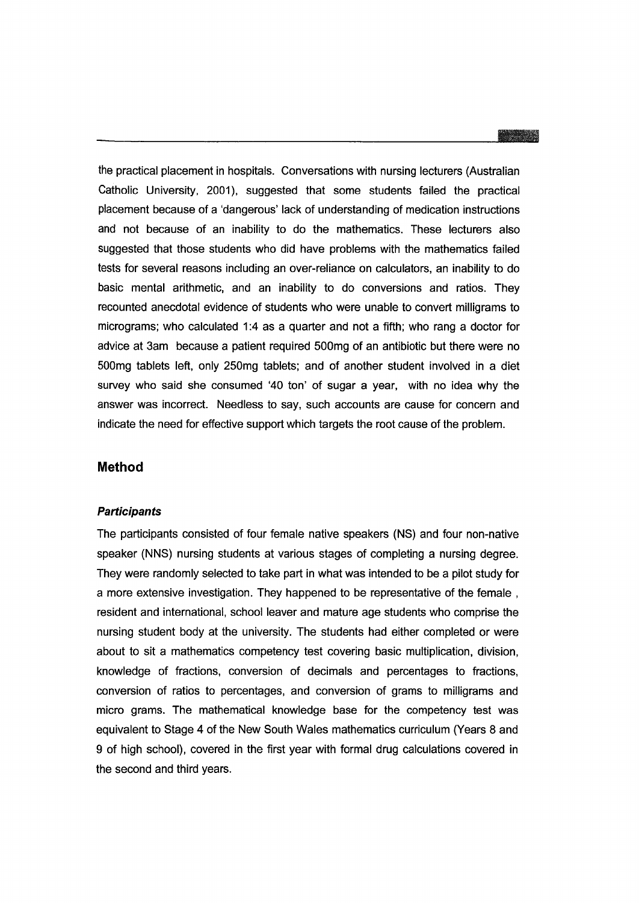the practical placement in hospitals. Conversations with nursing lecturers (Australian Catholic University, 2001), suggested that some students failed the practical placement because of a 'dangerous' lack of understanding of medication instructions and not because of an inability to do the mathematics. These lecturers also suggested that those students who did have problems with the mathematics failed tests for several reasons including an over-reliance on calculators, an inability to do basic mental arithmetic, and an inability to do conversions and ratios. They recounted anecdotal evidence of students who were unable to convert milligrams to micrograms; who calculated 1:4 as a quarter and not a fifth; who rang a doctor for advice at 3am because a patient required 500mg of an antibiotic but there were no 500mg tablets left, only 250mg tablets; and of another student involved in a diet survey who said she consumed '40 ton' of sugar a year, with no idea why the answer was incorrect. Needless to say, such accounts are cause for concern and indicate the need for effective support which targets the root cause of the problem.

## Method

### *Participants*

The participants consisted of four female native speakers (NS) and four non-native speaker (NNS) nursing students at various stages of completing a nursing degree. They were randomly selected to take part in what was intended to be a pilot study for a more extensive investigation. They happened to be representative of the female , resident and international, school leaver and mature age students who comprise the nursing student body at the university. The students had either completed or were about to sit a mathematics competency test covering basic multiplication, division, knowledge of fractions, conversion of decimals and percentages to fractions, conversion of ratios to percentages, and conversion of grams to milligrams and micro grams. The mathematical knowledge base for the competency test was equivalent to Stage 4 of the New South Wales mathematics curriculum (Years 8 and 9 of high school), covered in the first year with formal drug calculations covered in the second and third years.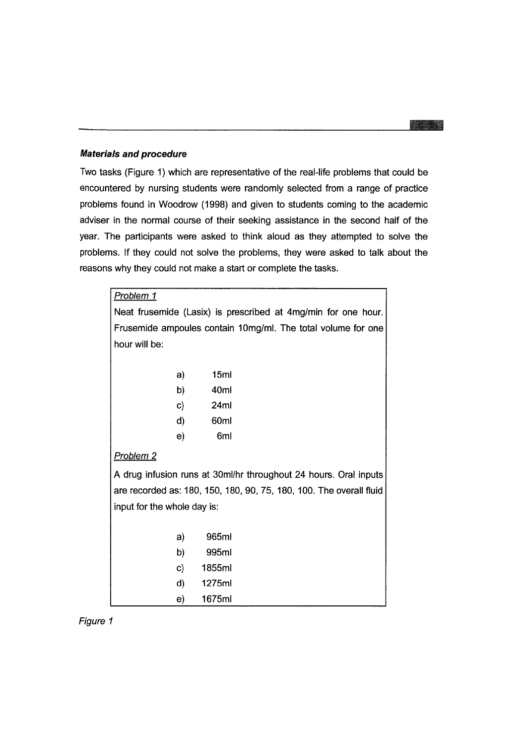### *Materials and procedure*

Two tasks (Figure 1) which are representative of the real-life problems that could be encountered by nursing students were randomly selected from a range of practice problems found in Woodrow (1998) and given to students coming to the academic adviser in the normal course of their seeking assistance in the second half of the year. The participants were asked to think aloud as they attempted to solve the problems. If they could not solve the problems, they were asked to talk about the reasons why they could not make a start or complete the tasks.

<u>Problem 1</u>

Neat frusemide (Lasix) is prescribed at 4mg/min for one hour. Frusemide ampoules contain 10mg/ml. The total volume for one hour will be:

a) 15ml
b) 40ml
c) 24ml
d) 60ml
e) 6ml

<u>Problem 2</u>

A drug infusion runs at 30ml/hr throughout 24 hours. Oral inputs are recorded as: 180, 150, 180, 90, 75, 180, 100. The overall fluid input for the whole day is:

a) 965ml
b) 995ml
c) 1855ml
d) 1275ml
e) 1675ml

*Figure 1*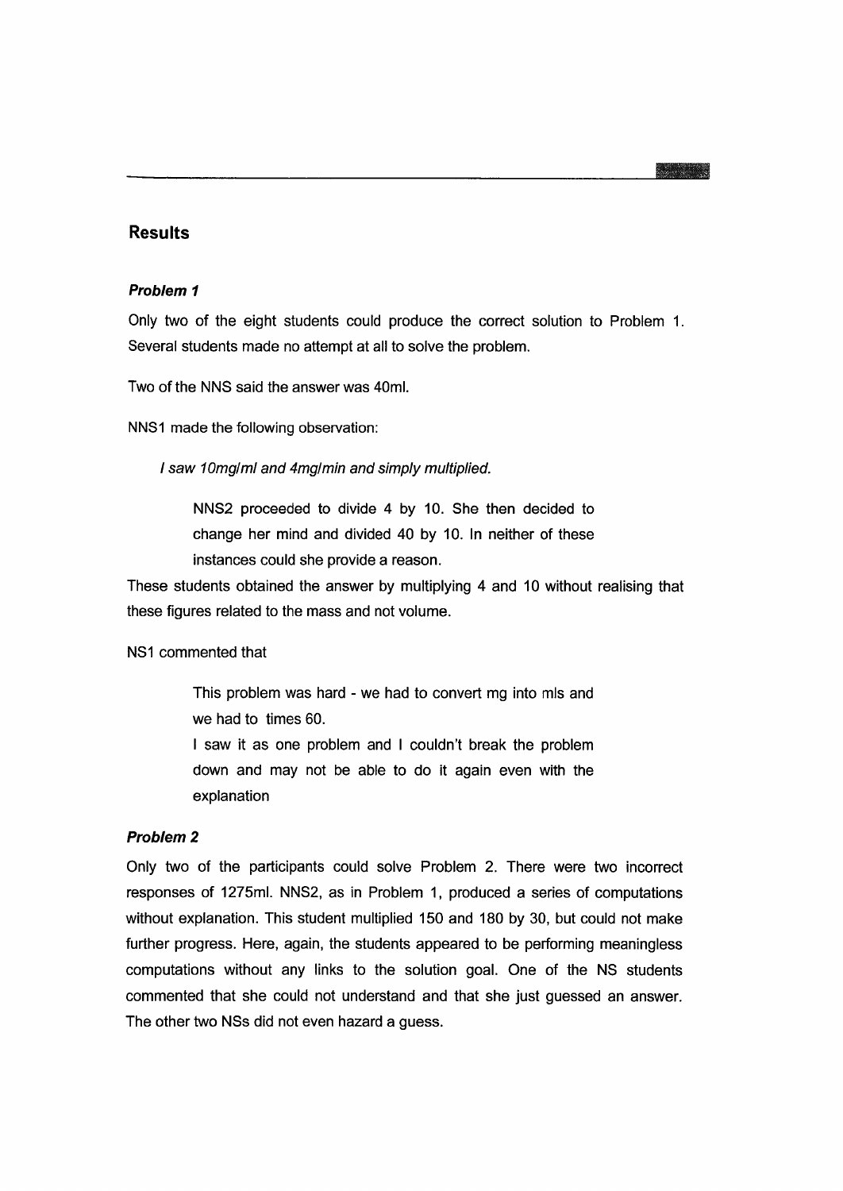## Results

### *Problem 1*

Only two of the eight students could produce the correct solution to Problem 1. Several students made no attempt at all to solve the problem.

Two of the NNS said the answer was 40ml.

NNS1 made the following observation:

> *I saw 10mg/ml and 4mg/min and simply multiplied.*

> NNS2 proceeded to divide 4 by 10. She then decided to change her mind and divided 40 by 10. In neither of these instances could she provide a reason.

These students obtained the answer by multiplying 4 and 10 without realising that these figures related to the mass and not volume.

NS1 commented that

> This problem was hard - we had to convert mg into mls and we had to times 60.
>
> I saw it as one problem and I couldn't break the problem down and may not be able to do it again even with the explanation

### *Problem 2*

Only two of the participants could solve Problem 2. There were two incorrect responses of 1275ml. NNS2, as in Problem 1, produced a series of computations without explanation. This student multiplied 150 and 180 by 30, but could not make further progress. Here, again, the students appeared to be performing meaningless computations without any links to the solution goal. One of the NS students commented that she could not understand and that she just guessed an answer. The other two NSs did not even hazard a guess.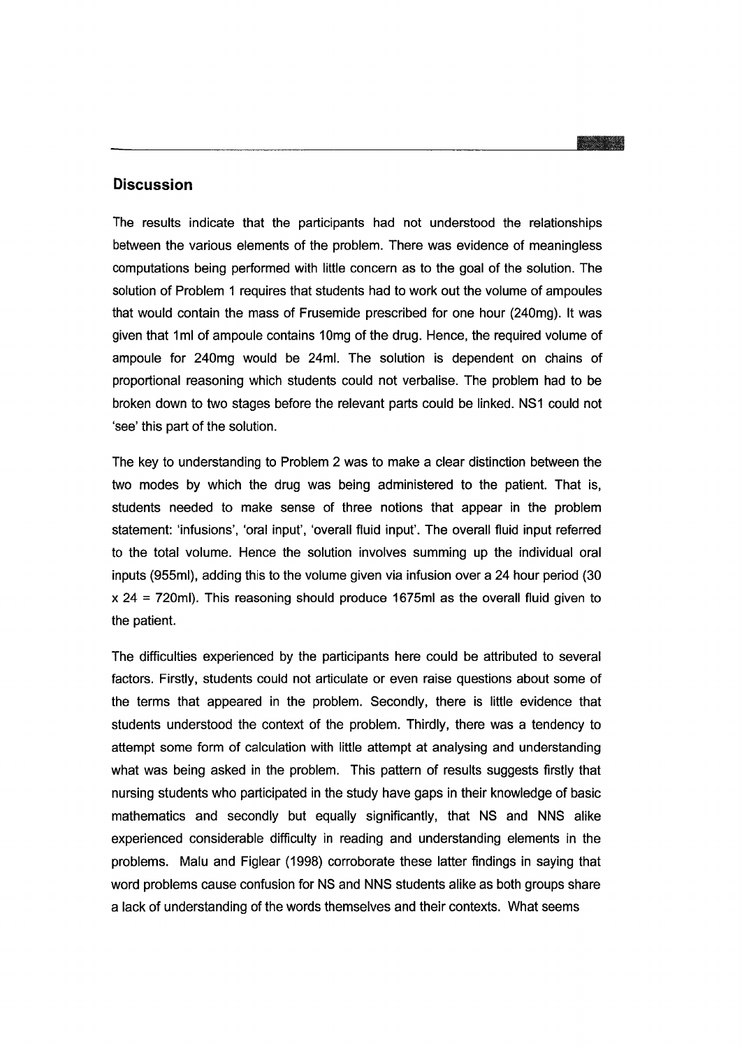## Discussion

The results indicate that the participants had not understood the relationships between the various elements of the problem. There was evidence of meaningless computations being performed with little concern as to the goal of the solution. The solution of Problem 1 requires that students had to work out the volume of ampoules that would contain the mass of Frusemide prescribed for one hour (240mg). It was given that 1ml of ampoule contains 10mg of the drug. Hence, the required volume of ampoule for 240mg would be 24ml. The solution is dependent on chains of proportional reasoning which students could not verbalise. The problem had to be broken down to two stages before the relevant parts could be linked. NS1 could not 'see' this part of the solution.

The key to understanding to Problem 2 was to make a clear distinction between the two modes by which the drug was being administered to the patient. That is, students needed to make sense of three notions that appear in the problem statement: 'infusions', 'oral input', 'overall fluid input'. The overall fluid input referred to the total volume. Hence the solution involves summing up the individual oral inputs (955ml), adding this to the volume given via infusion over a 24 hour period ($30 \times 24 = 720$ml). This reasoning should produce 1675ml as the overall fluid given to the patient.

The difficulties experienced by the participants here could be attributed to several factors. Firstly, students could not articulate or even raise questions about some of the terms that appeared in the problem. Secondly, there is little evidence that students understood the context of the problem. Thirdly, there was a tendency to attempt some form of calculation with little attempt at analysing and understanding what was being asked in the problem. This pattern of results suggests firstly that nursing students who participated in the study have gaps in their knowledge of basic mathematics and secondly but equally significantly, that NS and NNS alike experienced considerable difficulty in reading and understanding elements in the problems. Malu and Figlear (1998) corroborate these latter findings in saying that word problems cause confusion for NS and NNS students alike as both groups share a lack of understanding of the words themselves and their contexts. What seems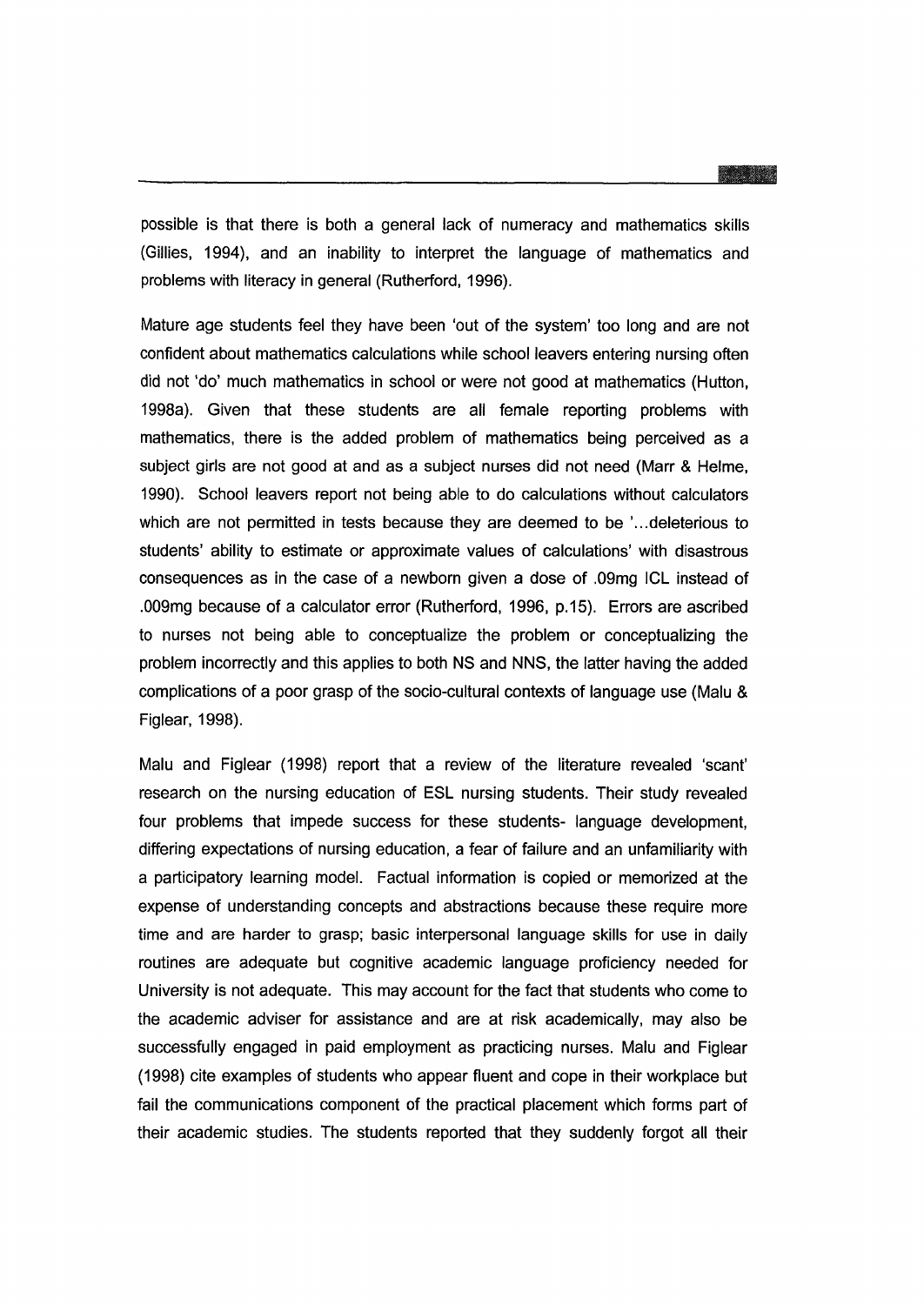possible is that there is both a general lack of numeracy and mathematics skills (Gillies, 1994), and an inability to interpret the language of mathematics and problems with literacy in general (Rutherford, 1996).

Mature age students feel they have been 'out of the system' too long and are not confident about mathematics calculations while school leavers entering nursing often did not 'do' much mathematics in school or were not good at mathematics (Hutton, 1998a). Given that these students are all female reporting problems with mathematics, there is the added problem of mathematics being perceived as a subject girls are not good at and as a subject nurses did not need (Marr & Helme, 1990). School leavers report not being able to do calculations without calculators which are not permitted in tests because they are deemed to be '...deleterious to students' ability to estimate or approximate values of calculations' with disastrous consequences as in the case of a newborn given a dose of .09mg ICL instead of .009mg because of a calculator error (Rutherford, 1996, p.15). Errors are ascribed to nurses not being able to conceptualize the problem or conceptualizing the problem incorrectly and this applies to both NS and NNS, the latter having the added complications of a poor grasp of the socio-cultural contexts of language use (Malu & Figlear, 1998).

Malu and Figlear (1998) report that a review of the literature revealed 'scant' research on the nursing education of ESL nursing students. Their study revealed four problems that impede success for these students- language development, differing expectations of nursing education, a fear of failure and an unfamiliarity with a participatory learning model. Factual information is copied or memorized at the expense of understanding concepts and abstractions because these require more time and are harder to grasp; basic interpersonal language skills for use in daily routines are adequate but cognitive academic language proficiency needed for University is not adequate. This may account for the fact that students who come to the academic adviser for assistance and are at risk academically, may also be successfully engaged in paid employment as practicing nurses. Malu and Figlear (1998) cite examples of students who appear fluent and cope in their workplace but fail the communications component of the practical placement which forms part of their academic studies. The students reported that they suddenly forgot all their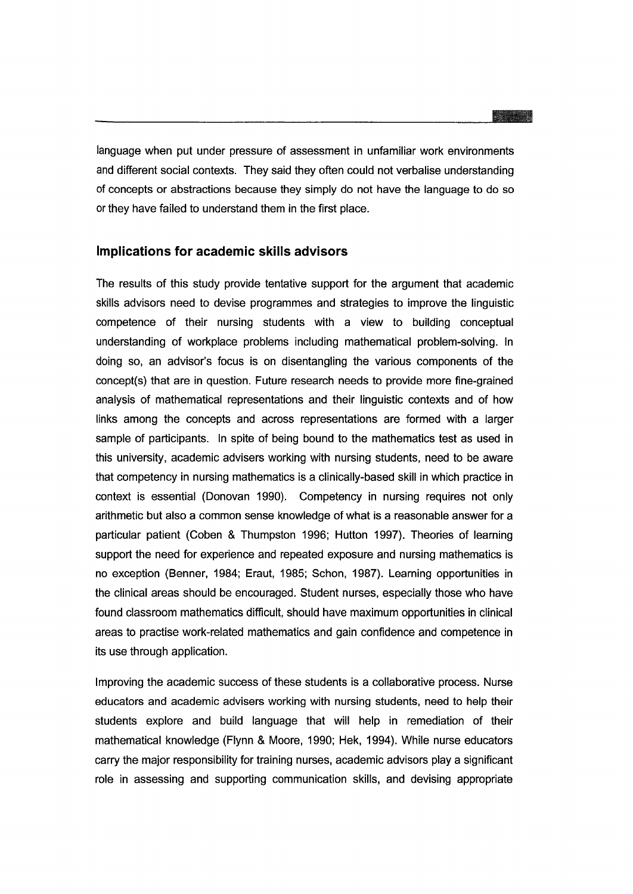language when put under pressure of assessment in unfamiliar work environments and different social contexts. They said they often could not verbalise understanding of concepts or abstractions because they simply do not have the language to do so or they have failed to understand them in the first place.

## Implications for academic skills advisors

The results of this study provide tentative support for the argument that academic skills advisors need to devise programmes and strategies to improve the linguistic competence of their nursing students with a view to building conceptual understanding of workplace problems including mathematical problem-solving. In doing so, an advisor's focus is on disentangling the various components of the concept(s) that are in question. Future research needs to provide more fine-grained analysis of mathematical representations and their linguistic contexts and of how links among the concepts and across representations are formed with a larger sample of participants. In spite of being bound to the mathematics test as used in this university, academic advisers working with nursing students, need to be aware that competency in nursing mathematics is a clinically-based skill in which practice in context is essential (Donovan 1990). Competency in nursing requires not only arithmetic but also a common sense knowledge of what is a reasonable answer for a particular patient (Coben & Thumpston 1996; Hutton 1997). Theories of learning support the need for experience and repeated exposure and nursing mathematics is no exception (Benner, 1984; Eraut, 1985; Schon, 1987). Learning opportunities in the clinical areas should be encouraged. Student nurses, especially those who have found classroom mathematics difficult, should have maximum opportunities in clinical areas to practise work-related mathematics and gain confidence and competence in its use through application.

Improving the academic success of these students is a collaborative process. Nurse educators and academic advisers working with nursing students, need to help their students explore and build language that will help in remediation of their mathematical knowledge (Flynn & Moore, 1990; Hek, 1994). While nurse educators carry the major responsibility for training nurses, academic advisors play a significant role in assessing and supporting communication skills, and devising appropriate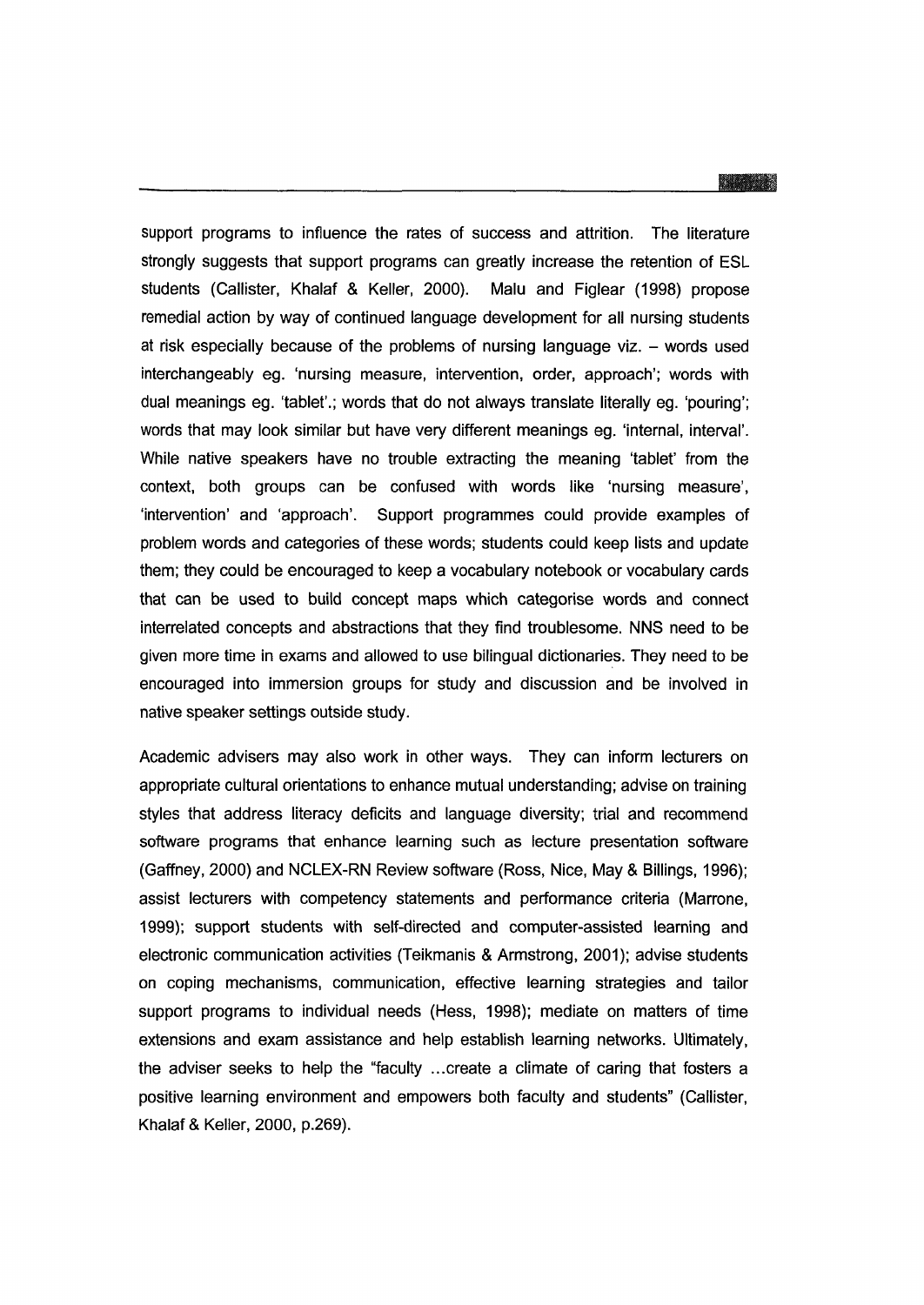support programs to influence the rates of success and attrition. The literature strongly suggests that support programs can greatly increase the retention of ESL students (Callister, Khalaf & Keller, 2000). Malu and Figlear (1998) propose remedial action by way of continued language development for all nursing students at risk especially because of the problems of nursing language viz. – words used interchangeably eg. 'nursing measure, intervention, order, approach'; words with dual meanings eg. 'tablet'.; words that do not always translate literally eg. 'pouring'; words that may look similar but have very different meanings eg. 'internal, interval'. While native speakers have no trouble extracting the meaning 'tablet' from the context, both groups can be confused with words like 'nursing measure', 'intervention' and 'approach'. Support programmes could provide examples of problem words and categories of these words; students could keep lists and update them; they could be encouraged to keep a vocabulary notebook or vocabulary cards that can be used to build concept maps which categorise words and connect interrelated concepts and abstractions that they find troublesome. NNS need to be given more time in exams and allowed to use bilingual dictionaries. They need to be encouraged into immersion groups for study and discussion and be involved in native speaker settings outside study.

Academic advisers may also work in other ways. They can inform lecturers on appropriate cultural orientations to enhance mutual understanding; advise on training styles that address literacy deficits and language diversity; trial and recommend software programs that enhance learning such as lecture presentation software (Gaffney, 2000) and NCLEX-RN Review software (Ross, Nice, May & Billings, 1996); assist lecturers with competency statements and performance criteria (Marrone, 1999); support students with self-directed and computer-assisted learning and electronic communication activities (Teikmanis & Armstrong, 2001); advise students on coping mechanisms, communication, effective learning strategies and tailor support programs to individual needs (Hess, 1998); mediate on matters of time extensions and exam assistance and help establish learning networks. Ultimately, the adviser seeks to help the "faculty …create a climate of caring that fosters a positive learning environment and empowers both faculty and students" (Callister, Khalaf & Keller, 2000, p.269).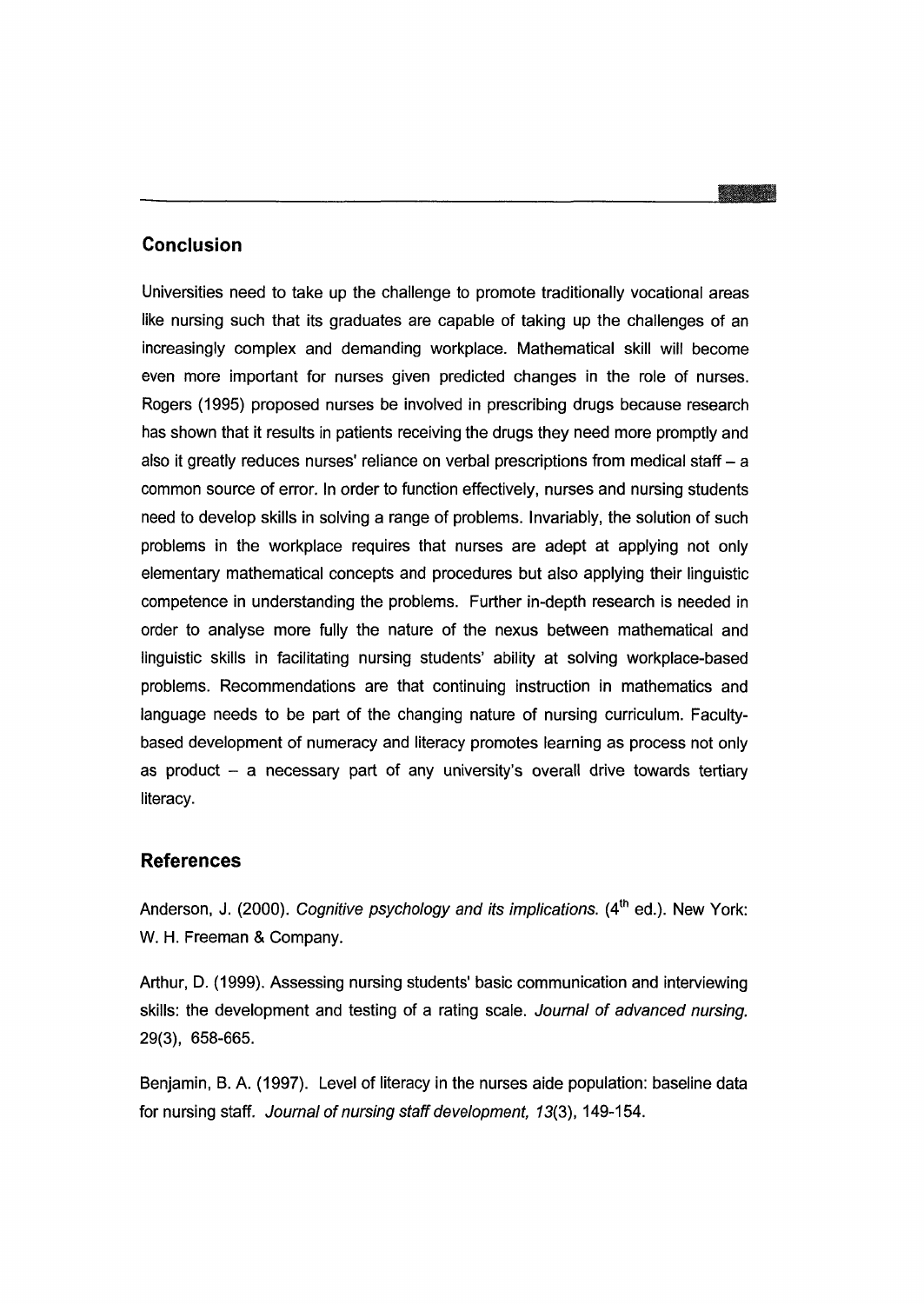## Conclusion

Universities need to take up the challenge to promote traditionally vocational areas like nursing such that its graduates are capable of taking up the challenges of an increasingly complex and demanding workplace. Mathematical skill will become even more important for nurses given predicted changes in the role of nurses. Rogers (1995) proposed nurses be involved in prescribing drugs because research has shown that it results in patients receiving the drugs they need more promptly and also it greatly reduces nurses' reliance on verbal prescriptions from medical staff – a common source of error. In order to function effectively, nurses and nursing students need to develop skills in solving a range of problems. Invariably, the solution of such problems in the workplace requires that nurses are adept at applying not only elementary mathematical concepts and procedures but also applying their linguistic competence in understanding the problems. Further in-depth research is needed in order to analyse more fully the nature of the nexus between mathematical and linguistic skills in facilitating nursing students' ability at solving workplace-based problems. Recommendations are that continuing instruction in mathematics and language needs to be part of the changing nature of nursing curriculum. Faculty-based development of numeracy and literacy promotes learning as process not only as product – a necessary part of any university's overall drive towards tertiary literacy.

## References

Anderson, J. (2000). *Cognitive psychology and its implications.* (4th ed.). New York: W. H. Freeman & Company.

Arthur, D. (1999). Assessing nursing students' basic communication and interviewing skills: the development and testing of a rating scale. *Journal of advanced nursing.* 29(3), 658-665.

Benjamin, B. A. (1997). Level of literacy in the nurses aide population: baseline data for nursing staff. *Journal of nursing staff development, 13*(3), 149-154.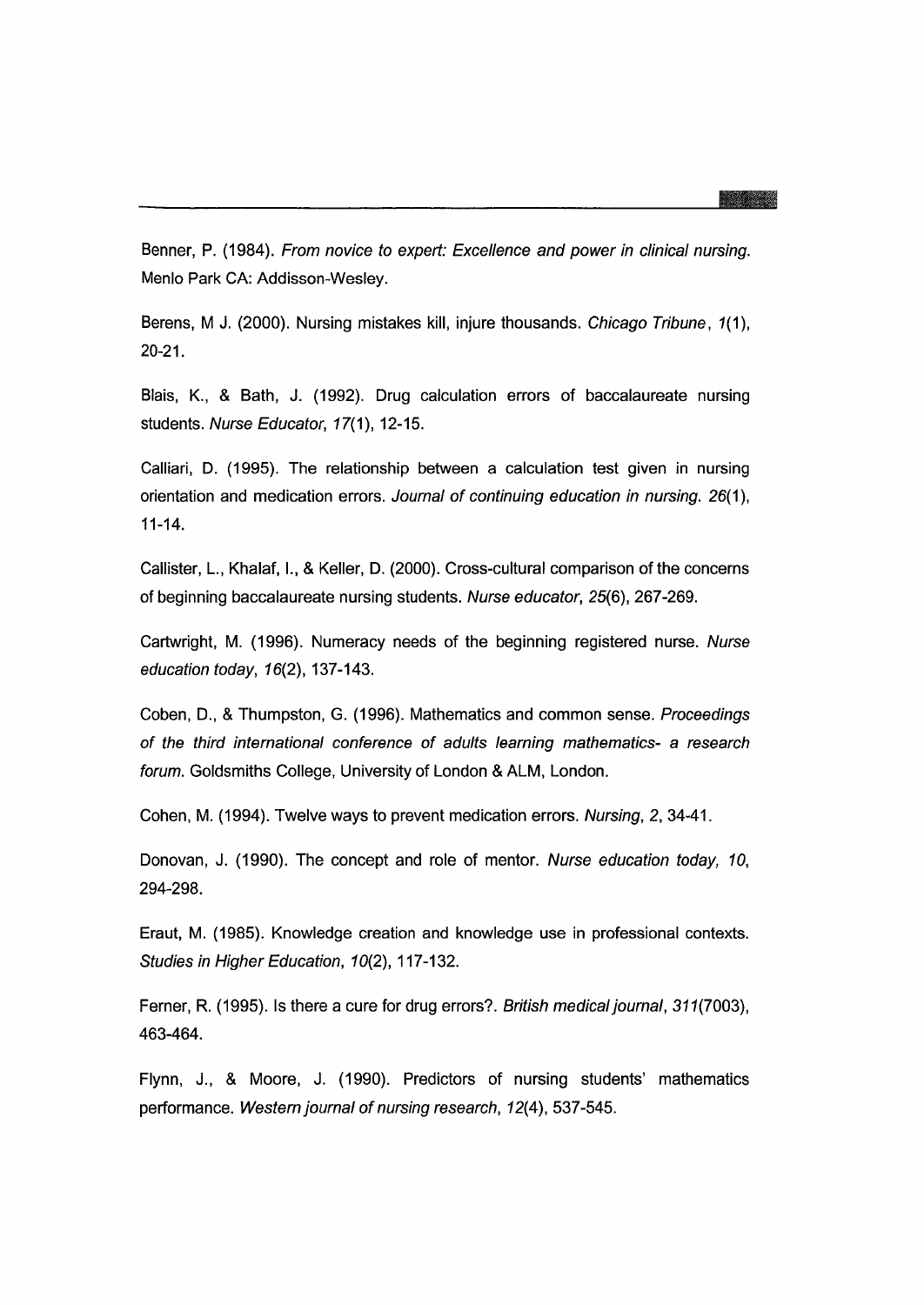Benner, P. (1984). *From novice to expert: Excellence and power in clinical nursing.* Menlo Park CA: Addisson-Wesley.

Berens, M J. (2000). Nursing mistakes kill, injure thousands. *Chicago Tribune*, *1*(1), 20-21.

Blais, K., & Bath, J. (1992). Drug calculation errors of baccalaureate nursing students. *Nurse Educator*, *17*(1), 12-15.

Calliari, D. (1995). The relationship between a calculation test given in nursing orientation and medication errors. *Journal of continuing education in nursing*. *26*(1), 11-14.

Callister, L., Khalaf, I., & Keller, D. (2000). Cross-cultural comparison of the concerns of beginning baccalaureate nursing students. *Nurse educator*, *25*(6), 267-269.

Cartwright, M. (1996). Numeracy needs of the beginning registered nurse. *Nurse education today*, *16*(2), 137-143.

Coben, D., & Thumpston, G. (1996). Mathematics and common sense. *Proceedings of the third international conference of adults learning mathematics- a research forum*. Goldsmiths College, University of London & ALM, London.

Cohen, M. (1994). Twelve ways to prevent medication errors. *Nursing*, *2*, 34-41.

Donovan, J. (1990). The concept and role of mentor. *Nurse education today, 10*, 294-298.

Eraut, M. (1985). Knowledge creation and knowledge use in professional contexts. *Studies in Higher Education*, *10*(2), 117-132.

Ferner, R. (1995). Is there a cure for drug errors?. *British medical journal*, *311*(7003), 463-464.

Flynn, J., & Moore, J. (1990). Predictors of nursing students' mathematics performance. *Western journal of nursing research*, *12*(4), 537-545.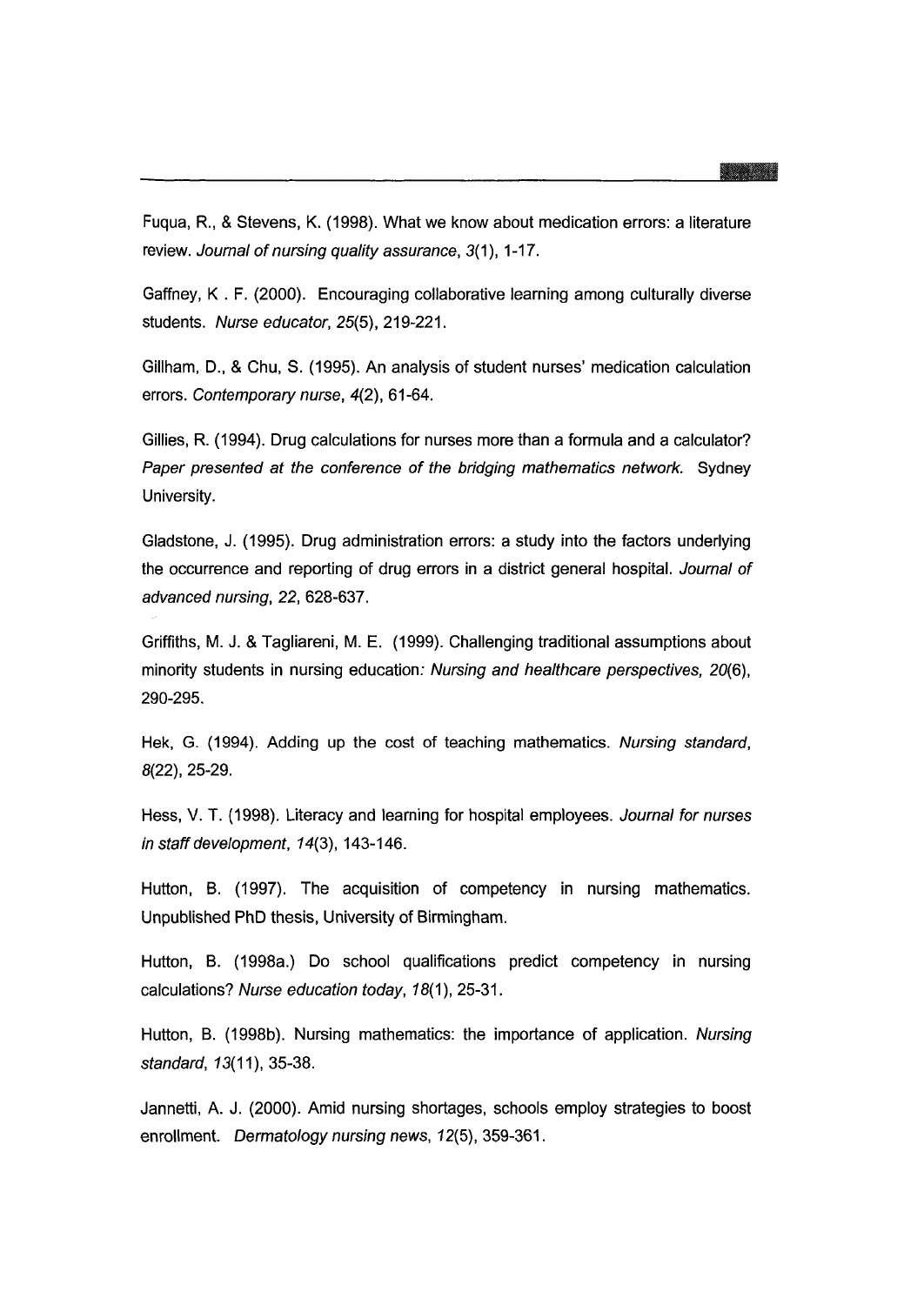Fuqua, R., & Stevens, K. (1998). What we know about medication errors: a literature review. *Journal of nursing quality assurance, 3*(1), 1-17.

Gaffney, K . F. (2000). Encouraging collaborative learning among culturally diverse students. *Nurse educator, 25*(5), 219-221.

Gillham, D., & Chu, S. (1995). An analysis of student nurses' medication calculation errors. *Contemporary nurse, 4*(2), 61-64.

Gillies, R. (1994). Drug calculations for nurses more than a formula and a calculator? *Paper presented at the conference of the bridging mathematics network.* Sydney University.

Gladstone, J. (1995). Drug administration errors: a study into the factors underlying the occurrence and reporting of drug errors in a district general hospital. *Journal of advanced nursing, 22*, 628-637.

Griffiths, M. J. & Tagliareni, M. E. (1999). Challenging traditional assumptions about minority students in nursing education*: Nursing and healthcare perspectives, 20*(6), 290-295.

Hek, G. (1994). Adding up the cost of teaching mathematics. *Nursing standard, 8*(22), 25-29.

Hess, V. T. (1998). Literacy and learning for hospital employees. *Journal for nurses in staff development, 14*(3), 143-146.

Hutton, B. (1997). The acquisition of competency in nursing mathematics. Unpublished PhD thesis, University of Birmingham.

Hutton, B. (1998a.) Do school qualifications predict competency in nursing calculations? *Nurse education today, 18*(1), 25-31.

Hutton, B. (1998b). Nursing mathematics: the importance of application. *Nursing standard, 13*(11), 35-38.

Jannetti, A. J. (2000). Amid nursing shortages, schools employ strategies to boost enrollment. *Dermatology nursing news, 12*(5), 359-361.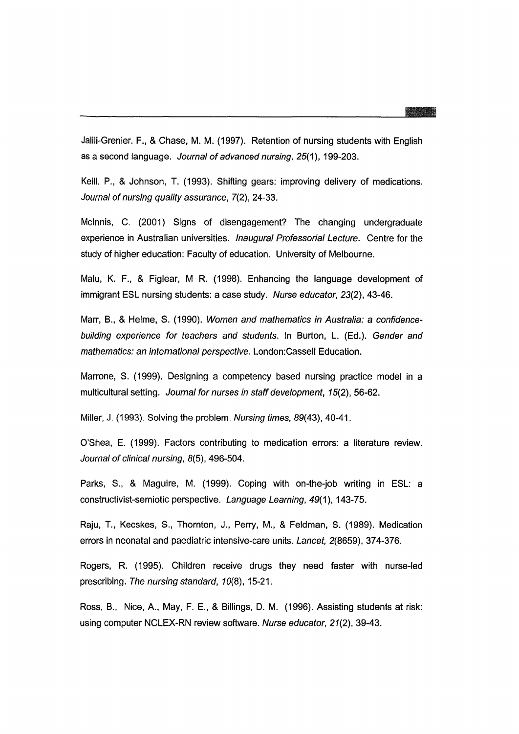Jalili-Grenier. F., & Chase, M. M. (1997). Retention of nursing students with English as a second language. *Journal of advanced nursing, 25*(1), 199-203.

Keill. P., & Johnson, T. (1993). Shifting gears: improving delivery of medications. *Journal of nursing quality assurance, 7*(2), 24-33.

McInnis, C. (2001) Signs of disengagement? The changing undergraduate experience in Australian universities. *Inaugural Professorial Lecture.* Centre for the study of higher education: Faculty of education. University of Melbourne.

Malu, K. F., & Figlear, M R. (1998). Enhancing the language development of immigrant ESL nursing students: a case study. *Nurse educator, 23*(2), 43-46.

Marr, B., & Helme, S. (1990). *Women and mathematics in Australia: a confidence-building experience for teachers and students.* In Burton, L. (Ed.). *Gender and mathematics: an international perspective.* London:Cassell Education.

Marrone, S. (1999). Designing a competency based nursing practice model in a multicultural setting. *Journal for nurses in staff development, 15*(2), 56-62.

Miller, J. (1993). Solving the problem. *Nursing times, 89*(43), 40-41.

O'Shea, E. (1999). Factors contributing to medication errors: a literature review. *Journal of clinical nursing, 8*(5), 496-504.

Parks, S., & Maguire, M. (1999). Coping with on-the-job writing in ESL: a constructivist-semiotic perspective. *Language Learning, 49*(1), 143-75.

Raju, T., Kecskes, S., Thornton, J., Perry, M., & Feldman, S. (1989). Medication errors in neonatal and paediatric intensive-care units. *Lancet, 2*(8659), 374-376.

Rogers, R. (1995). Children receive drugs they need faster with nurse-led prescribing. *The nursing standard, 10*(8), 15-21.

Ross, B., Nice, A., May, F. E., & Billings, D. M. (1996). Assisting students at risk: using computer NCLEX-RN review software. *Nurse educator, 21*(2), 39-43.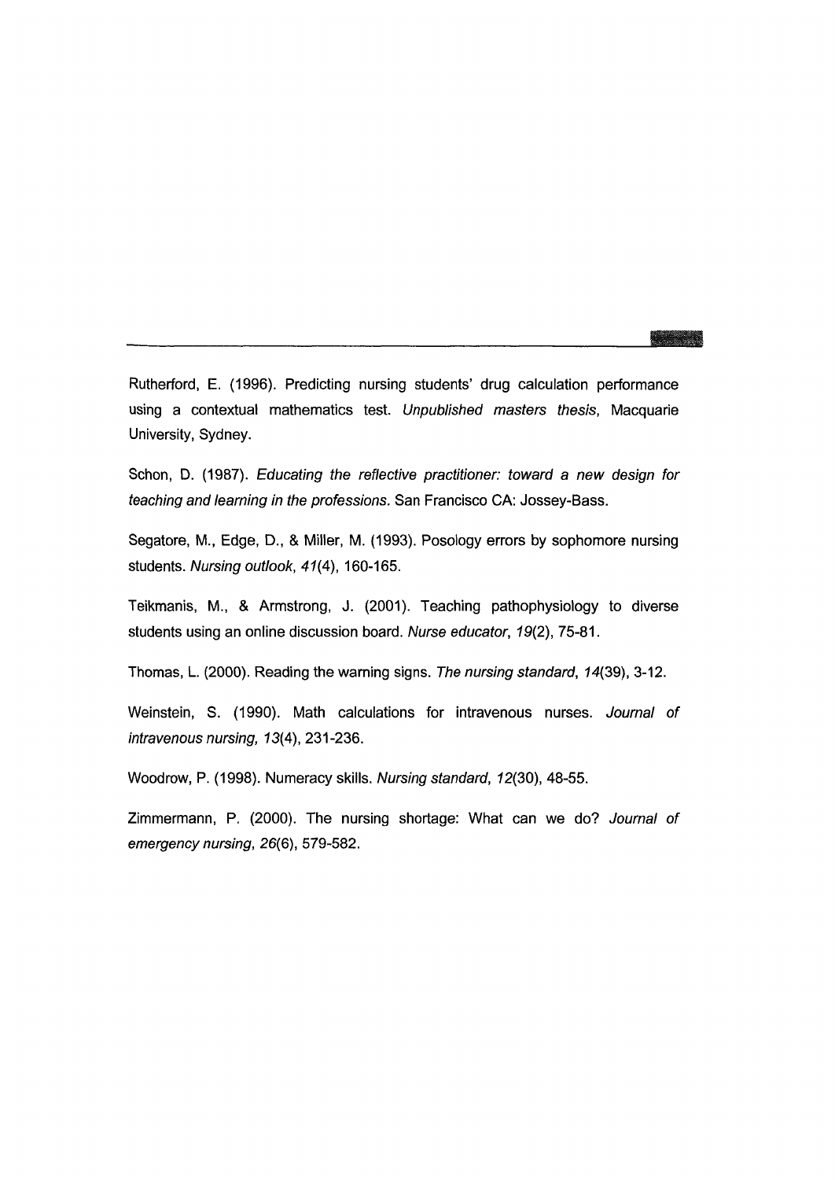Rutherford, E. (1996). Predicting nursing students' drug calculation performance using a contextual mathematics test. *Unpublished masters thesis*, Macquarie University, Sydney.

Schon, D. (1987). *Educating the reflective practitioner: toward a new design for teaching and learning in the professions.* San Francisco CA: Jossey-Bass.

Segatore, M., Edge, D., & Miller, M. (1993). Posology errors by sophomore nursing students. *Nursing outlook*, *41*(4), 160-165.

Teikmanis, M., & Armstrong, J. (2001). Teaching pathophysiology to diverse students using an online discussion board. *Nurse educator*, *19*(2), 75-81.

Thomas, L. (2000). Reading the warning signs. *The nursing standard*, *14*(39), 3-12.

Weinstein, S. (1990). Math calculations for intravenous nurses. *Journal of intravenous nursing, 13*(4), 231-236.

Woodrow, P. (1998). Numeracy skills. *Nursing standard*, *12*(30), 48-55.

Zimmermann, P. (2000). The nursing shortage: What can we do? *Journal of emergency nursing*, *26*(6), 579-582.